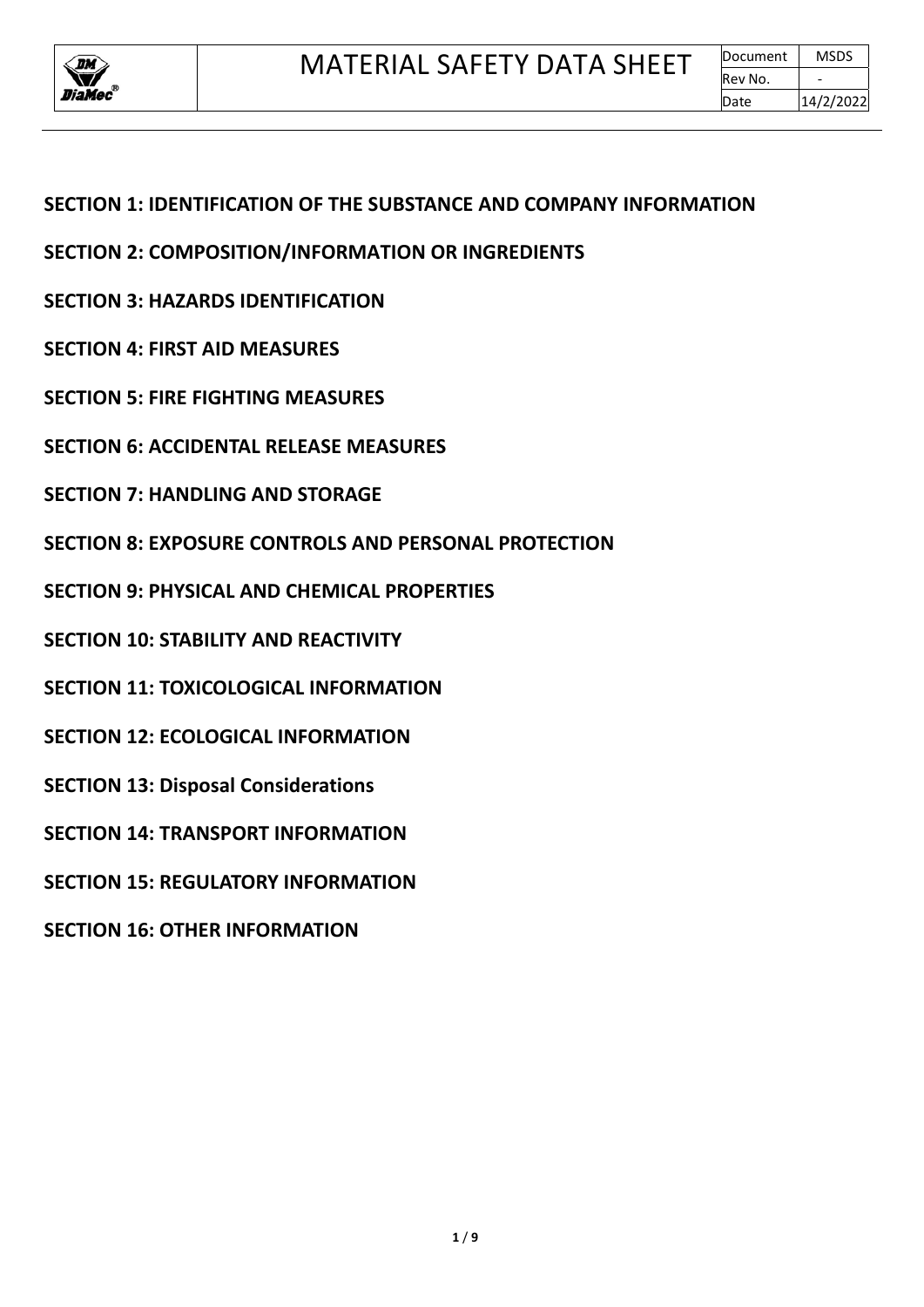**SECTION 1: IDENTIFICATION OF THE SUBSTANCE AND COMPANY INFORMATION**

**SECTION 2: COMPOSITION/INFORMATION OR INGREDIENTS**

**SECTION 3: HAZARDS IDENTIFICATION**

**SECTION 4: FIRST AID MEASURES**

**SECTION 5: FIRE FIGHTING MEASURES**

**SECTION 6: ACCIDENTAL RELEASE MEASURES**

**SECTION 7: HANDLING AND STORAGE**

**SECTION 8: EXPOSURE CONTROLS AND PERSONAL PROTECTION**

**SECTION 9: PHYSICAL AND CHEMICAL PROPERTIES**

**SECTION 10: STABILITY AND REACTIVITY**

**SECTION 11: TOXICOLOGICAL INFORMATION**

**SECTION 12: ECOLOGICAL INFORMATION**

**SECTION 13: Disposal Considerations**

**SECTION 14: TRANSPORT INFORMATION**

**SECTION 15: REGULATORY INFORMATION**

**SECTION 16: OTHER INFORMATION**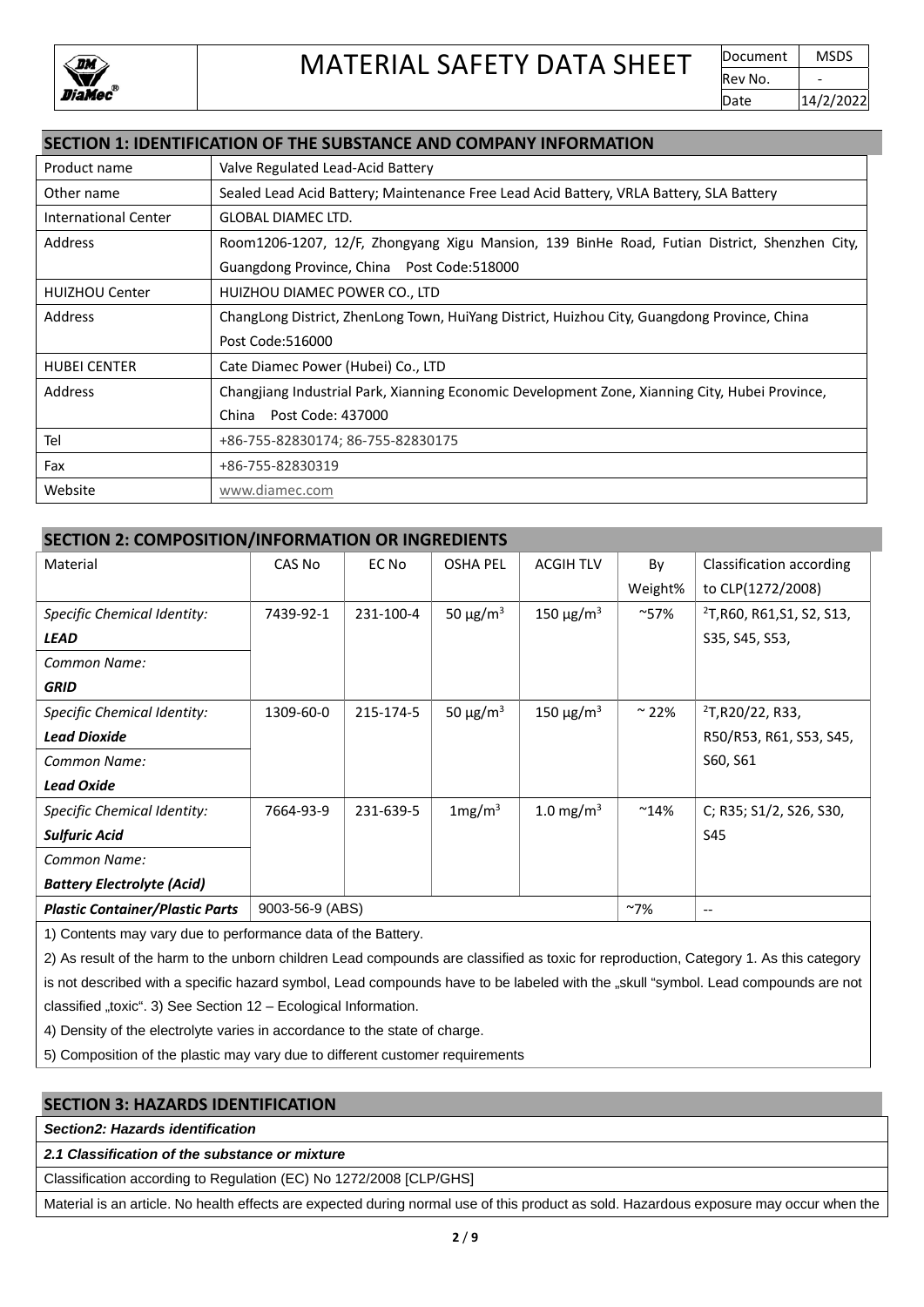| MATERIAL SAFETY DATA SHEET | Document | MSDS |
|---|---|---|
| | Rev No. | - |
| | Date | 14/2/2022 |

## SECTION 1: IDENTIFICATION OF THE SUBSTANCE AND COMPANY INFORMATION

| Product name | Valve Regulated Lead-Acid Battery |
|---|---|
| Other name | Sealed Lead Acid Battery; Maintenance Free Lead Acid Battery, VRLA Battery, SLA Battery |
| International Center | GLOBAL DIAMEC LTD. |
| Address | Room1206-1207, 12/F, Zhongyang Xigu Mansion, 139 BinHe Road, Futian District, Shenzhen City, Guangdong Province, China Post Code:518000 |
| HUIZHOU Center | HUIZHOU DIAMEC POWER CO., LTD |
| Address | ChangLong District, ZhenLong Town, HuiYang District, Huizhou City, Guangdong Province, China Post Code:516000 |
| HUBEI CENTER | Cate Diamec Power (Hubei) Co., LTD |
| Address | Changjiang Industrial Park, Xianning Economic Development Zone, Xianning City, Hubei Province, China Post Code: 437000 |
| Tel | +86-755-82830174; 86-755-82830175 |
| Fax | +86-755-82830319 |
| Website | www.diamec.com |

## SECTION 2: COMPOSITION/INFORMATION OR INGREDIENTS

| Material | CAS No | EC No | OSHA PEL | ACGIH TLV | By Weight% | Classification according to CLP(1272/2008) |
|---|---|---|---|---|---|---|
| *Specific Chemical Identity:* ***LEAD*** *Common Name:* ***GRID*** | 7439-92-1 | 231-100-4 | 50 μg/m$^3$ | 150 μg/m$^3$ | ~57% | [2]T,R60, R61,S1, S2, S13, S35, S45, S53, |
| *Specific Chemical Identity:* ***Lead Dioxide*** *Common Name:* ***Lead Oxide*** | 1309-60-0 | 215-174-5 | 50 μg/m$^3$ | 150 μg/m$^3$ | ~ 22% | [2]T,R20/22, R33, R50/R53, R61, S53, S45, S60, S61 |
| *Specific Chemical Identity:* ***Sulfuric Acid*** *Common Name:* ***Battery Electrolyte (Acid)*** | 7664-93-9 | 231-639-5 | 1mg/m$^3$ | 1.0 mg/m$^3$ | ~14% | C; R35; S1/2, S26, S30, S45 |
| ***Plastic Container/Plastic Parts*** | 9003-56-9 (ABS) | | | | ~7% | -- |

1) Contents may vary due to performance data of the Battery.

2) As result of the harm to the unborn children Lead compounds are classified as toxic for reproduction, Category 1. As this category is not described with a specific hazard symbol, Lead compounds have to be labeled with the „skull "symbol. Lead compounds are not classified „toxic". 3) See Section 12 – Ecological Information.

4) Density of the electrolyte varies in accordance to the state of charge.

5) Composition of the plastic may vary due to different customer requirements

## SECTION 3: HAZARDS IDENTIFICATION

***Section2: Hazards identification***

***2.1 Classification of the substance or mixture***

Classification according to Regulation (EC) No 1272/2008 [CLP/GHS]

Material is an article. No health effects are expected during normal use of this product as sold. Hazardous exposure may occur when the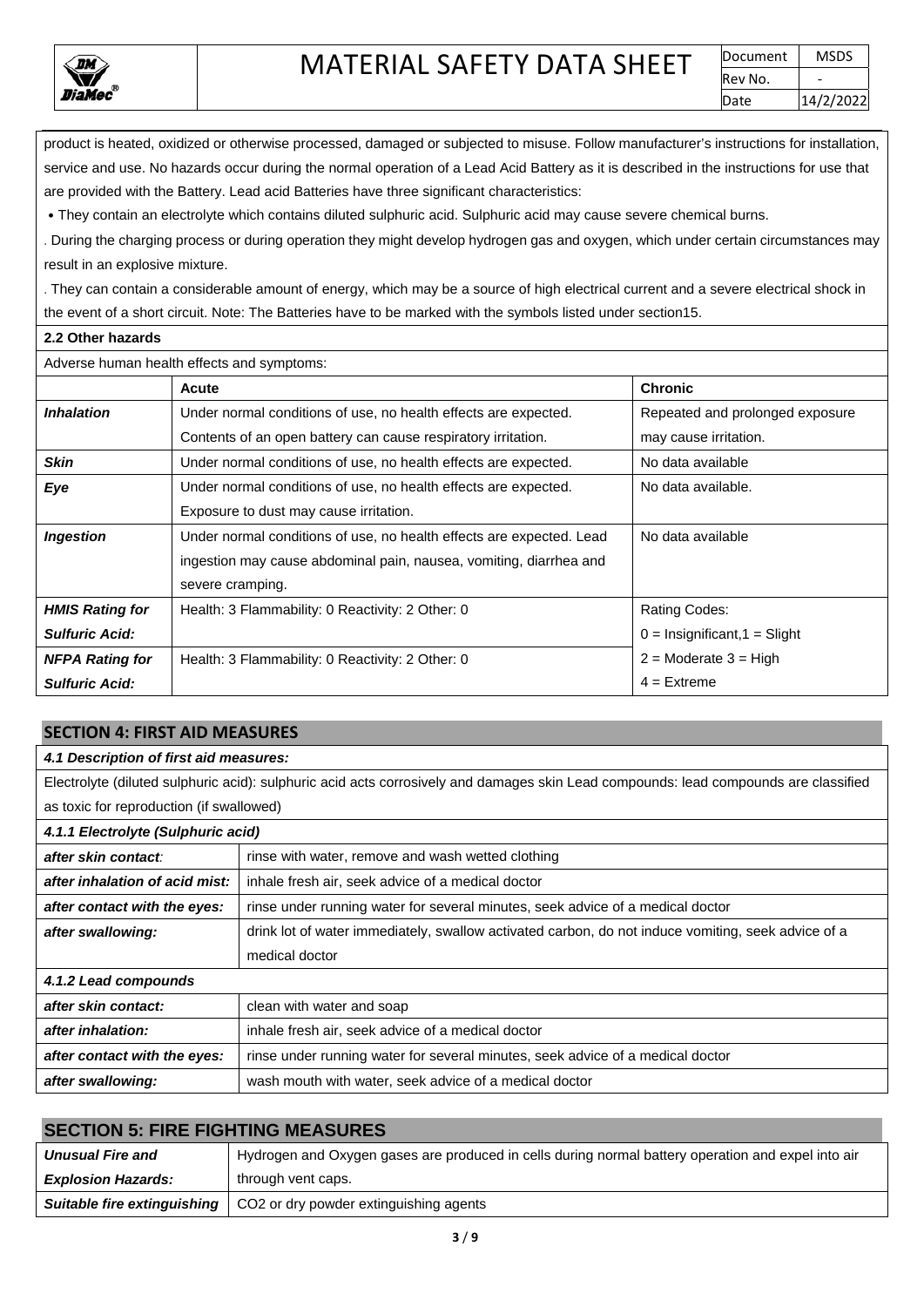product is heated, oxidized or otherwise processed, damaged or subjected to misuse. Follow manufacturer's instructions for installation, service and use. No hazards occur during the normal operation of a Lead Acid Battery as it is described in the instructions for use that are provided with the Battery. Lead acid Batteries have three significant characteristics:

• They contain an electrolyte which contains diluted sulphuric acid. Sulphuric acid may cause severe chemical burns.

. During the charging process or during operation they might develop hydrogen gas and oxygen, which under certain circumstances may result in an explosive mixture.

. They can contain a considerable amount of energy, which may be a source of high electrical current and a severe electrical shock in the event of a short circuit. Note: The Batteries have to be marked with the symbols listed under section15.

**2.2 Other hazards**

Adverse human health effects and symptoms:

| | **Acute** | **Chronic** |
|---|---|---|
| ***Inhalation*** | Under normal conditions of use, no health effects are expected. Contents of an open battery can cause respiratory irritation. | Repeated and prolonged exposure may cause irritation. |
| ***Skin*** | Under normal conditions of use, no health effects are expected. | No data available |
| ***Eye*** | Under normal conditions of use, no health effects are expected. Exposure to dust may cause irritation. | No data available. |
| ***Ingestion*** | Under normal conditions of use, no health effects are expected. Lead ingestion may cause abdominal pain, nausea, vomiting, diarrhea and severe cramping. | No data available |
| ***HMIS Rating for Sulfuric Acid:*** | Health: 3 Flammability: 0 Reactivity: 2 Other: 0 | Rating Codes: 0 = Insignificant,1 = Slight |
| ***NFPA Rating for Sulfuric Acid:*** | Health: 3 Flammability: 0 Reactivity: 2 Other: 0 | 2 = Moderate 3 = High 4 = Extreme |

## SECTION 4: FIRST AID MEASURES

***4.1 Description of first aid measures:***

Electrolyte (diluted sulphuric acid): sulphuric acid acts corrosively and damages skin Lead compounds: lead compounds are classified as toxic for reproduction (if swallowed)

***4.1.1 Electrolyte (Sulphuric acid)***

| | |
|---|---|
| ***after skin contact:*** | rinse with water, remove and wash wetted clothing |
| ***after inhalation of acid mist:*** | inhale fresh air, seek advice of a medical doctor |
| ***after contact with the eyes:*** | rinse under running water for several minutes, seek advice of a medical doctor |
| ***after swallowing:*** | drink lot of water immediately, swallow activated carbon, do not induce vomiting, seek advice of a medical doctor |

***4.1.2 Lead compounds***

| | |
|---|---|
| ***after skin contact:*** | clean with water and soap |
| ***after inhalation:*** | inhale fresh air, seek advice of a medical doctor |
| ***after contact with the eyes:*** | rinse under running water for several minutes, seek advice of a medical doctor |
| ***after swallowing:*** | wash mouth with water, seek advice of a medical doctor |

## SECTION 5: FIRE FIGHTING MEASURES

| | |
|---|---|
| ***Unusual Fire and Explosion Hazards:*** | Hydrogen and Oxygen gases are produced in cells during normal battery operation and expel into air through vent caps. |
| ***Suitable fire extinguishing*** | $CO_2$ or dry powder extinguishing agents |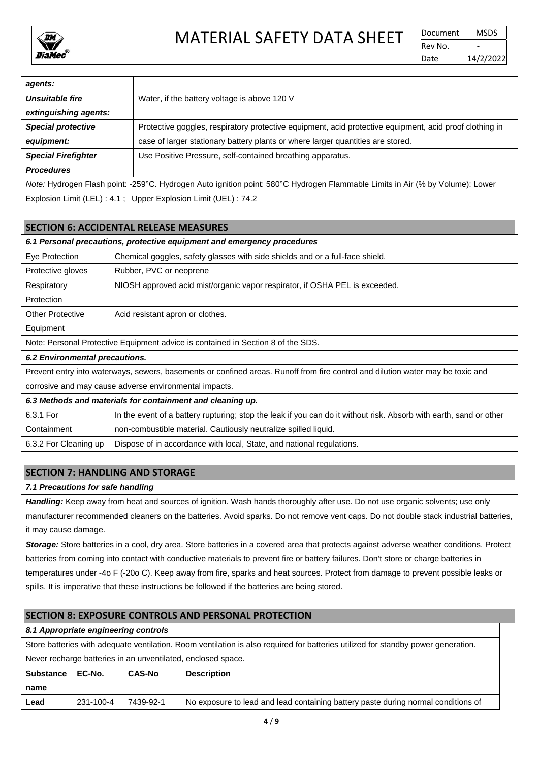| | |
|---|---|
| ***agents:*** | |
| ***Unsuitable fire extinguishing agents:*** | Water, if the battery voltage is above 120 V |
| ***Special protective equipment:*** | Protective goggles, respiratory protective equipment, acid protective equipment, acid proof clothing in case of larger stationary battery plants or where larger quantities are stored. |
| ***Special Firefighter Procedures*** | Use Positive Pressure, self-contained breathing apparatus. |

*Note:* Hydrogen Flash point: -259°C. Hydrogen Auto ignition point: 580°C Hydrogen Flammable Limits in Air (% by Volume): Lower Explosion Limit (LEL) : 4.1 ; Upper Explosion Limit (UEL) : 74.2

## SECTION 6: ACCIDENTAL RELEASE MEASURES

***6.1 Personal precautions, protective equipment and emergency procedures***

| | |
|---|---|
| Eye Protection | Chemical goggles, safety glasses with side shields and or a full-face shield. |
| Protective gloves | Rubber, PVC or neoprene |
| Respiratory Protection | NIOSH approved acid mist/organic vapor respirator, if OSHA PEL is exceeded. |
| Other Protective Equipment | Acid resistant apron or clothes. |

Note: Personal Protective Equipment advice is contained in Section 8 of the SDS.

***6.2 Environmental precautions.***

Prevent entry into waterways, sewers, basements or confined areas. Runoff from fire control and dilution water may be toxic and corrosive and may cause adverse environmental impacts.

***6.3 Methods and materials for containment and cleaning up.***

| | |
|---|---|
| 6.3.1 For Containment | In the event of a battery rupturing; stop the leak if you can do it without risk. Absorb with earth, sand or other non-combustible material. Cautiously neutralize spilled liquid. |
| 6.3.2 For Cleaning up | Dispose of in accordance with local, State, and national regulations. |

## SECTION 7: HANDLING AND STORAGE

***7.1 Precautions for safe handling***

***Handling:*** Keep away from heat and sources of ignition. Wash hands thoroughly after use. Do not use organic solvents; use only manufacturer recommended cleaners on the batteries. Avoid sparks. Do not remove vent caps. Do not double stack industrial batteries, it may cause damage.

***Storage:*** Store batteries in a cool, dry area. Store batteries in a covered area that protects against adverse weather conditions. Protect batteries from coming into contact with conductive materials to prevent fire or battery failures. Don't store or charge batteries in temperatures under -4o F (-20o C). Keep away from fire, sparks and heat sources. Protect from damage to prevent possible leaks or spills. It is imperative that these instructions be followed if the batteries are being stored.

## SECTION 8: EXPOSURE CONTROLS AND PERSONAL PROTECTION

***8.1 Appropriate engineering controls***

Store batteries with adequate ventilation. Room ventilation is also required for batteries utilized for standby power generation. Never recharge batteries in an unventilated, enclosed space.

| **Substance name** | **EC-No.** | **CAS-No** | **Description** |
|---|---|---|---|
| **Lead** | 231-100-4 | 7439-92-1 | No exposure to lead and lead containing battery paste during normal conditions of |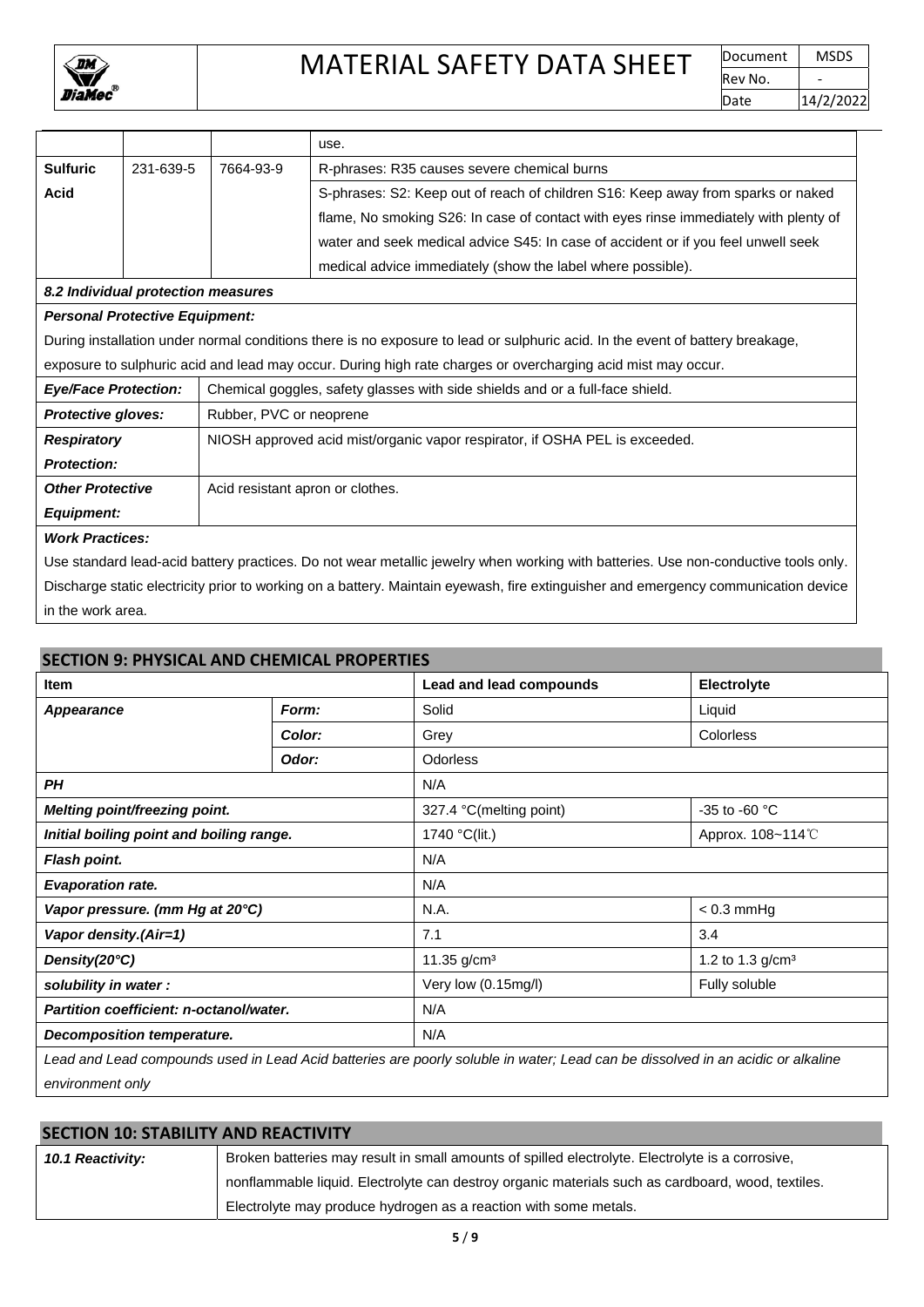| | | | use. |
|---|---|---|---|
| **Sulfuric Acid** | 231-639-5 | 7664-93-9 | R-phrases: R35 causes severe chemical burns<br>S-phrases: S2: Keep out of reach of children S16: Keep away from sparks or naked flame, No smoking S26: In case of contact with eyes rinse immediately with plenty of water and seek medical advice S45: In case of accident or if you feel unwell seek medical advice immediately (show the label where possible). |

***8.2 Individual protection measures***

***Personal Protective Equipment:***

During installation under normal conditions there is no exposure to lead or sulphuric acid. In the event of battery breakage, exposure to sulphuric acid and lead may occur. During high rate charges or overcharging acid mist may occur.

| | |
|---|---|
| ***Eye/Face Protection:*** | Chemical goggles, safety glasses with side shields and or a full-face shield. |
| ***Protective gloves:*** | Rubber, PVC or neoprene |
| ***Respiratory Protection:*** | NIOSH approved acid mist/organic vapor respirator, if OSHA PEL is exceeded. |
| ***Other Protective Equipment:*** | Acid resistant apron or clothes. |

***Work Practices:***

Use standard lead-acid battery practices. Do not wear metallic jewelry when working with batteries. Use non-conductive tools only. Discharge static electricity prior to working on a battery. Maintain eyewash, fire extinguisher and emergency communication device in the work area.

## SECTION 9: PHYSICAL AND CHEMICAL PROPERTIES

| **Item** | | **Lead and lead compounds** | **Electrolyte** |
|---|---|---|---|
| ***Appearance*** | ***Form:*** | Solid | Liquid |
| | ***Color:*** | Grey | Colorless |
| | ***Odor:*** | Odorless | |
| ***PH*** | | N/A | |
| ***Melting point/freezing point.*** | | 327.4 °C(melting point) | -35 to -60 °C |
| ***Initial boiling point and boiling range.*** | | 1740 °C(lit.) | Approx. 108~114℃ |
| ***Flash point.*** | | N/A | |
| ***Evaporation rate.*** | | N/A | |
| ***Vapor pressure. (mm Hg at 20°C)*** | | N.A. | < 0.3 mmHg |
| ***Vapor density.(Air=1)*** | | 7.1 | 3.4 |
| ***Density(20°C)*** | | 11.35 g/cm³ | 1.2 to 1.3 g/cm³ |
| ***solubility in water :*** | | Very low (0.15mg/l) | Fully soluble |
| ***Partition coefficient: n-octanol/water.*** | | N/A | |
| ***Decomposition temperature.*** | | N/A | |

*Lead and Lead compounds used in Lead Acid batteries are poorly soluble in water; Lead can be dissolved in an acidic or alkaline environment only*

## SECTION 10: STABILITY AND REACTIVITY

| | |
|---|---|
| ***10.1 Reactivity:*** | Broken batteries may result in small amounts of spilled electrolyte. Electrolyte is a corrosive, nonflammable liquid. Electrolyte can destroy organic materials such as cardboard, wood, textiles. Electrolyte may produce hydrogen as a reaction with some metals. |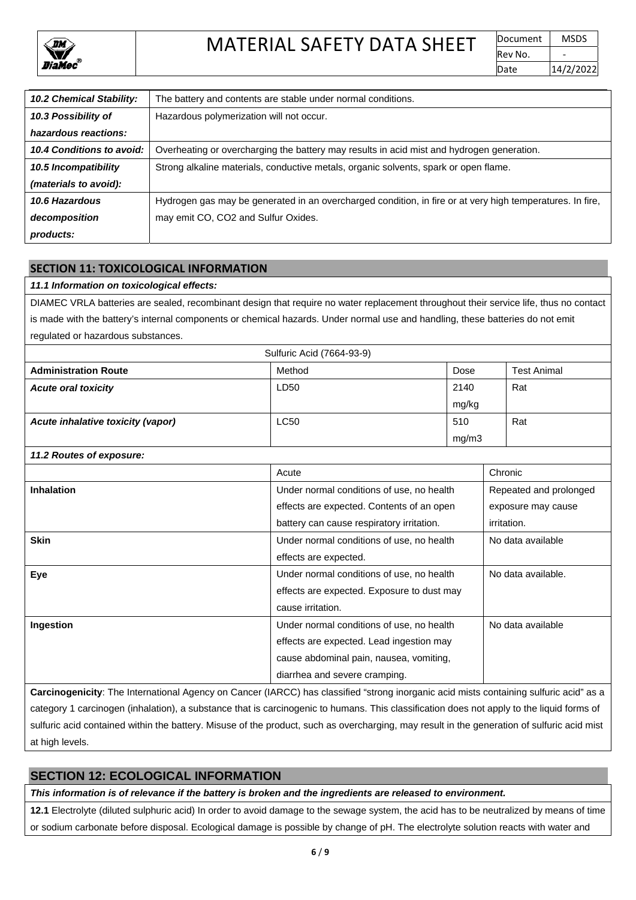| | |
|---|---|
| ***10.2 Chemical Stability:*** | The battery and contents are stable under normal conditions. |
| ***10.3 Possibility of hazardous reactions:*** | Hazardous polymerization will not occur. |
| ***10.4 Conditions to avoid:*** | Overheating or overcharging the battery may results in acid mist and hydrogen generation. |
| ***10.5 Incompatibility (materials to avoid):*** | Strong alkaline materials, conductive metals, organic solvents, spark or open flame. |
| ***10.6 Hazardous decomposition products:*** | Hydrogen gas may be generated in an overcharged condition, in fire or at very high temperatures. In fire, may emit CO, CO2 and Sulfur Oxides. |

## SECTION 11: TOXICOLOGICAL INFORMATION

***11.1 Information on toxicological effects:***

DIAMEC VRLA batteries are sealed, recombinant design that require no water replacement throughout their service life, thus no contact is made with the battery's internal components or chemical hazards. Under normal use and handling, these batteries do not emit regulated or hazardous substances.

| Sulfuric Acid (7664-93-9) | | | |
|---|---|---|---|
| **Administration Route** | Method | Dose | Test Animal |
| ***Acute oral toxicity*** | LD50 | 2140 mg/kg | Rat |
| ***Acute inhalative toxicity (vapor)*** | LC50 | 510 mg/m3 | Rat |

***11.2 Routes of exposure:***

| | Acute | Chronic |
|---|---|---|
| **Inhalation** | Under normal conditions of use, no health effects are expected. Contents of an open battery can cause respiratory irritation. | Repeated and prolonged exposure may cause irritation. |
| **Skin** | Under normal conditions of use, no health effects are expected. | No data available |
| **Eye** | Under normal conditions of use, no health effects are expected. Exposure to dust may cause irritation. | No data available. |
| **Ingestion** | Under normal conditions of use, no health effects are expected. Lead ingestion may cause abdominal pain, nausea, vomiting, diarrhea and severe cramping. | No data available |

**Carcinogenicity**: The International Agency on Cancer (IARCC) has classified "strong inorganic acid mists containing sulfuric acid" as a category 1 carcinogen (inhalation), a substance that is carcinogenic to humans. This classification does not apply to the liquid forms of sulfuric acid contained within the battery. Misuse of the product, such as overcharging, may result in the generation of sulfuric acid mist at high levels.

## SECTION 12: ECOLOGICAL INFORMATION

***This information is of relevance if the battery is broken and the ingredients are released to environment.***

**12.1** Electrolyte (diluted sulphuric acid) In order to avoid damage to the sewage system, the acid has to be neutralized by means of time or sodium carbonate before disposal. Ecological damage is possible by change of pH. The electrolyte solution reacts with water and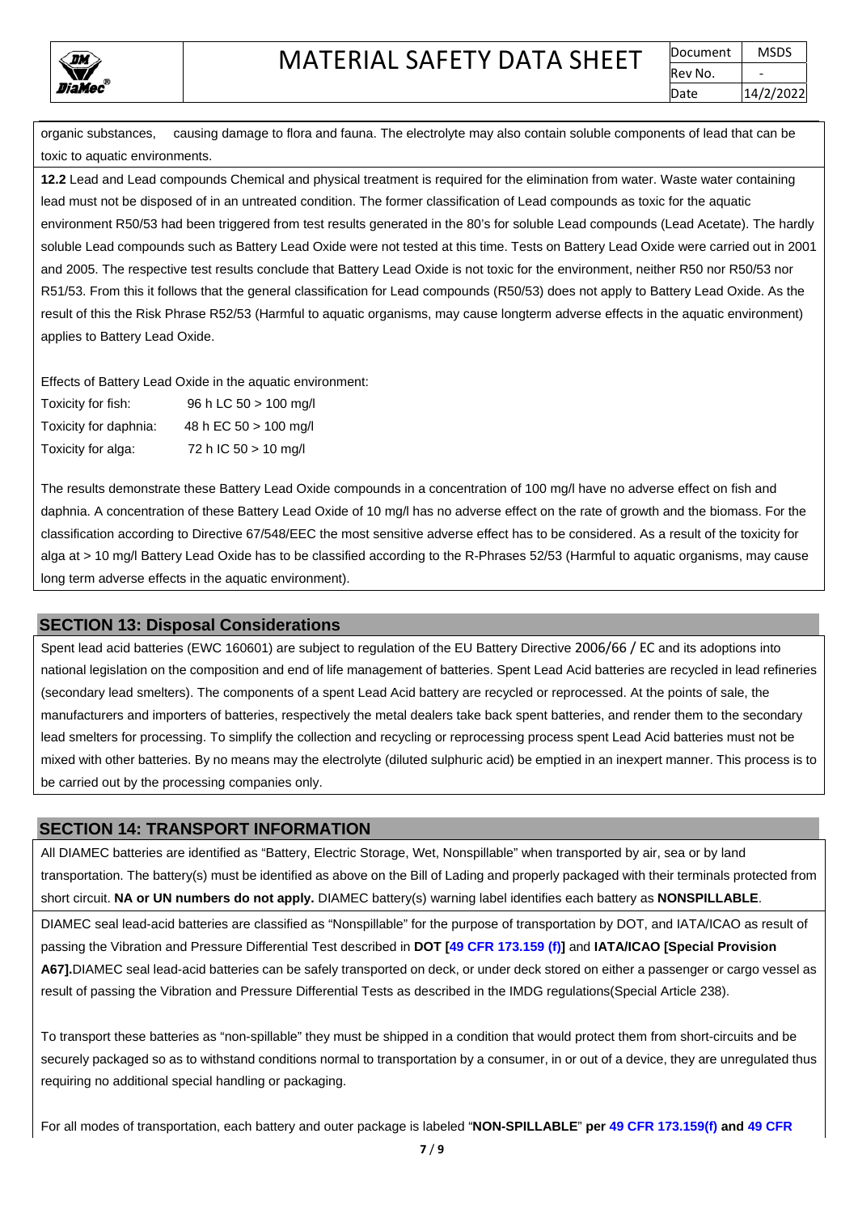organic substances, causing damage to flora and fauna. The electrolyte may also contain soluble components of lead that can be toxic to aquatic environments.

**12.2** Lead and Lead compounds Chemical and physical treatment is required for the elimination from water. Waste water containing lead must not be disposed of in an untreated condition. The former classification of Lead compounds as toxic for the aquatic environment R50/53 had been triggered from test results generated in the 80's for soluble Lead compounds (Lead Acetate). The hardly soluble Lead compounds such as Battery Lead Oxide were not tested at this time. Tests on Battery Lead Oxide were carried out in 2001 and 2005. The respective test results conclude that Battery Lead Oxide is not toxic for the environment, neither R50 nor R50/53 nor R51/53. From this it follows that the general classification for Lead compounds (R50/53) does not apply to Battery Lead Oxide. As the result of this the Risk Phrase R52/53 (Harmful to aquatic organisms, may cause longterm adverse effects in the aquatic environment) applies to Battery Lead Oxide.

Effects of Battery Lead Oxide in the aquatic environment:

| | |
|---|---|
| Toxicity for fish: | 96 h LC 50 > 100 mg/l |
| Toxicity for daphnia: | 48 h EC 50 > 100 mg/l |
| Toxicity for alga: | 72 h IC 50 > 10 mg/l |

The results demonstrate these Battery Lead Oxide compounds in a concentration of 100 mg/l have no adverse effect on fish and daphnia. A concentration of these Battery Lead Oxide of 10 mg/l has no adverse effect on the rate of growth and the biomass. For the classification according to Directive 67/548/EEC the most sensitive adverse effect has to be considered. As a result of the toxicity for alga at > 10 mg/l Battery Lead Oxide has to be classified according to the R-Phrases 52/53 (Harmful to aquatic organisms, may cause long term adverse effects in the aquatic environment).

## SECTION 13: Disposal Considerations

Spent lead acid batteries (EWC 160601) are subject to regulation of the EU Battery Directive 2006/66 / EC and its adoptions into national legislation on the composition and end of life management of batteries. Spent Lead Acid batteries are recycled in lead refineries (secondary lead smelters). The components of a spent Lead Acid battery are recycled or reprocessed. At the points of sale, the manufacturers and importers of batteries, respectively the metal dealers take back spent batteries, and render them to the secondary lead smelters for processing. To simplify the collection and recycling or reprocessing process spent Lead Acid batteries must not be mixed with other batteries. By no means may the electrolyte (diluted sulphuric acid) be emptied in an inexpert manner. This process is to be carried out by the processing companies only.

## SECTION 14: TRANSPORT INFORMATION

All DIAMEC batteries are identified as "Battery, Electric Storage, Wet, Nonspillable" when transported by air, sea or by land transportation. The battery(s) must be identified as above on the Bill of Lading and properly packaged with their terminals protected from short circuit. **NA or UN numbers do not apply.** DIAMEC battery(s) warning label identifies each battery as **NONSPILLABLE**.

DIAMEC seal lead-acid batteries are classified as "Nonspillable" for the purpose of transportation by DOT, and IATA/ICAO as result of passing the Vibration and Pressure Differential Test described in **DOT [49 CFR 173.159 (f)]** and **IATA/ICAO [Special Provision A67].** DIAMEC seal lead-acid batteries can be safely transported on deck, or under deck stored on either a passenger or cargo vessel as result of passing the Vibration and Pressure Differential Tests as described in the IMDG regulations(Special Article 238).

To transport these batteries as "non-spillable" they must be shipped in a condition that would protect them from short-circuits and be securely packaged so as to withstand conditions normal to transportation by a consumer, in or out of a device, they are unregulated thus requiring no additional special handling or packaging.

For all modes of transportation, each battery and outer package is labeled "**NON-SPILLABLE**" **per 49 CFR 173.159(f) and 49 CFR**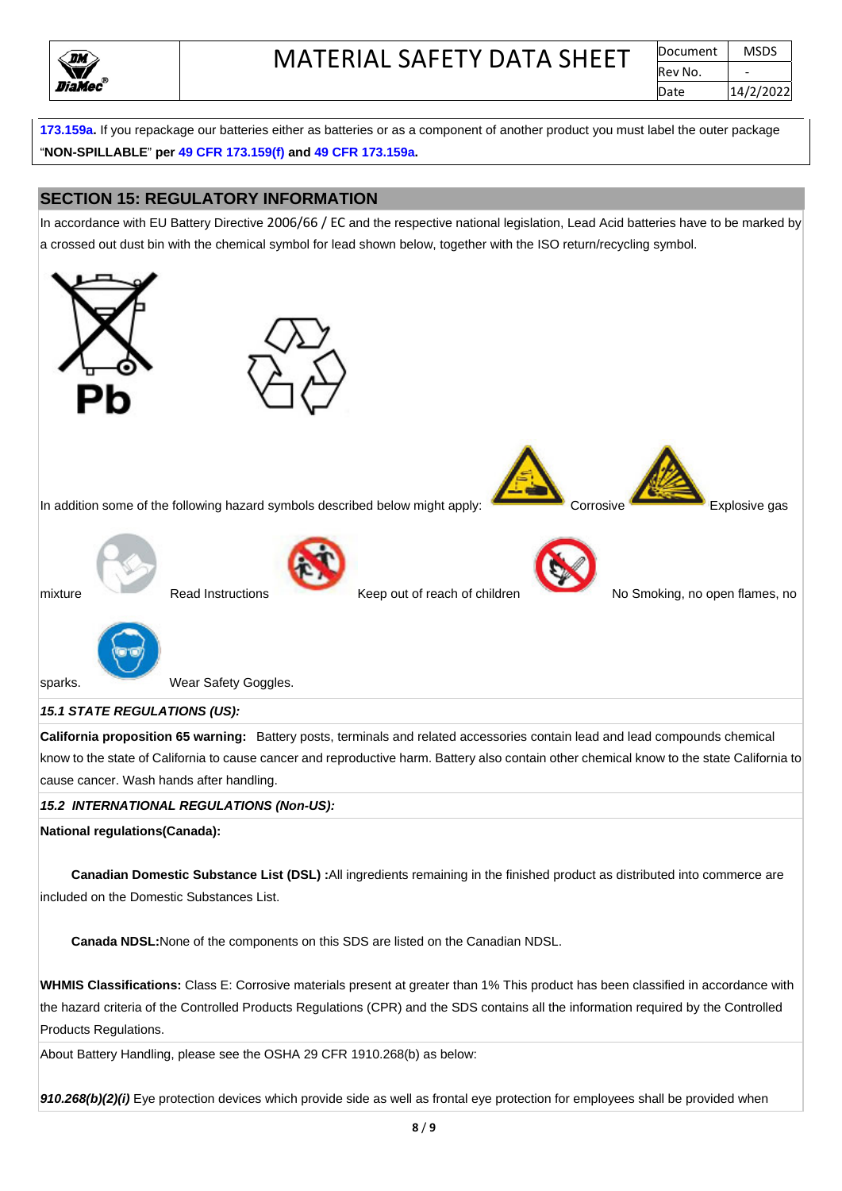173.159a. If you repackage our batteries either as batteries or as a component of another product you must label the outer package "**NON-SPILLABLE**" **per 49 CFR 173.159(f) and 49 CFR 173.159a.**

## SECTION 15: REGULATORY INFORMATION

In accordance with EU Battery Directive 2006/66 / EC and the respective national legislation, Lead Acid batteries have to be marked by a crossed out dust bin with the chemical symbol for lead shown below, together with the ISO return/recycling symbol.

Pb

In addition some of the following hazard symbols described below might apply: Corrosive Explosive gas mixture Read Instructions Keep out of reach of children No Smoking, no open flames, no sparks. Wear Safety Goggles.

### *15.1 STATE REGULATIONS (US):*

**California proposition 65 warning:** Battery posts, terminals and related accessories contain lead and lead compounds chemical know to the state of California to cause cancer and reproductive harm. Battery also contain other chemical know to the state California to cause cancer. Wash hands after handling.

### *15.2 INTERNATIONAL REGULATIONS (Non-US):*

**National regulations(Canada):**

**Canadian Domestic Substance List (DSL) :**All ingredients remaining in the finished product as distributed into commerce are included on the Domestic Substances List.

**Canada NDSL:**None of the components on this SDS are listed on the Canadian NDSL.

**WHMIS Classifications:** Class E: Corrosive materials present at greater than 1% This product has been classified in accordance with the hazard criteria of the Controlled Products Regulations (CPR) and the SDS contains all the information required by the Controlled Products Regulations.

About Battery Handling, please see the OSHA 29 CFR 1910.268(b) as below:

***910.268(b)(2)(i)*** Eye protection devices which provide side as well as frontal eye protection for employees shall be provided when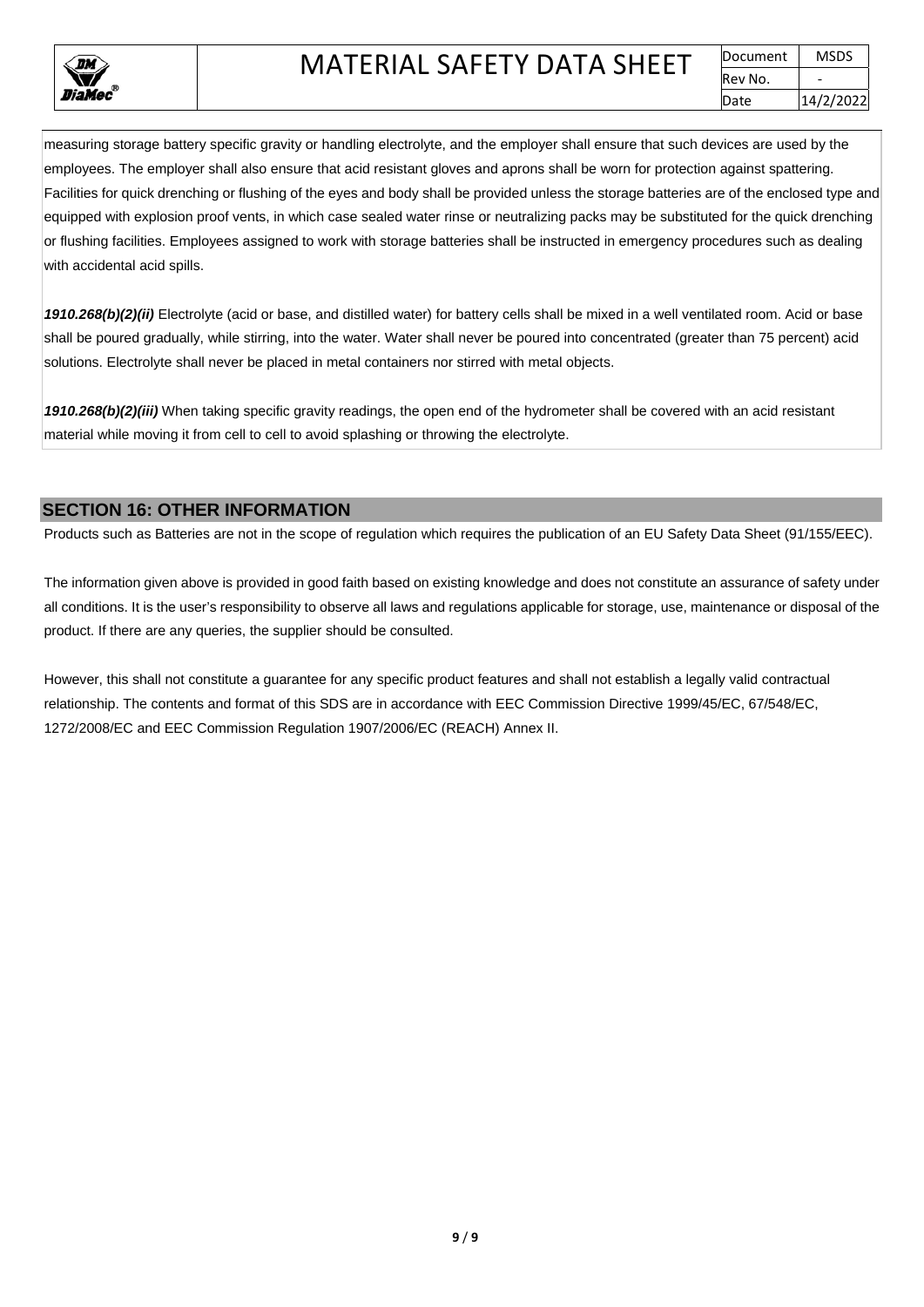measuring storage battery specific gravity or handling electrolyte, and the employer shall ensure that such devices are used by the employees. The employer shall also ensure that acid resistant gloves and aprons shall be worn for protection against spattering. Facilities for quick drenching or flushing of the eyes and body shall be provided unless the storage batteries are of the enclosed type and equipped with explosion proof vents, in which case sealed water rinse or neutralizing packs may be substituted for the quick drenching or flushing facilities. Employees assigned to work with storage batteries shall be instructed in emergency procedures such as dealing with accidental acid spills.

***1910.268(b)(2)(ii)*** Electrolyte (acid or base, and distilled water) for battery cells shall be mixed in a well ventilated room. Acid or base shall be poured gradually, while stirring, into the water. Water shall never be poured into concentrated (greater than 75 percent) acid solutions. Electrolyte shall never be placed in metal containers nor stirred with metal objects.

***1910.268(b)(2)(iii)*** When taking specific gravity readings, the open end of the hydrometer shall be covered with an acid resistant material while moving it from cell to cell to avoid splashing or throwing the electrolyte.

## SECTION 16: OTHER INFORMATION

Products such as Batteries are not in the scope of regulation which requires the publication of an EU Safety Data Sheet (91/155/EEC).

The information given above is provided in good faith based on existing knowledge and does not constitute an assurance of safety under all conditions. It is the user's responsibility to observe all laws and regulations applicable for storage, use, maintenance or disposal of the product. If there are any queries, the supplier should be consulted.

However, this shall not constitute a guarantee for any specific product features and shall not establish a legally valid contractual relationship. The contents and format of this SDS are in accordance with EEC Commission Directive 1999/45/EC, 67/548/EC, 1272/2008/EC and EEC Commission Regulation 1907/2006/EC (REACH) Annex II.